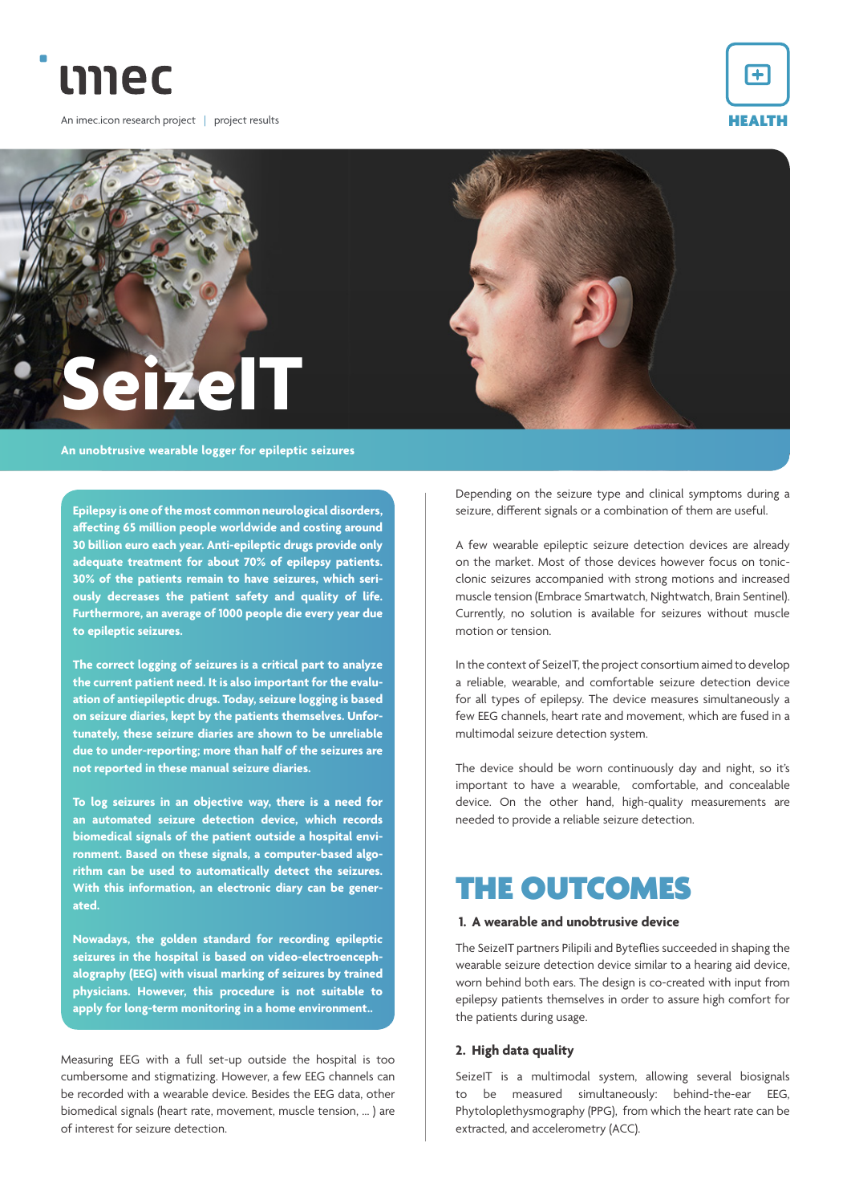imec

An imec.icon research project | project results

HEALTH

# SeizeIT

An unobtrusive wearable logger for epileptic seizures

**Epilepsy is one of the most common neurological disorders, affecting 65 million people worldwide and costing around 30 billion euro each year. Anti-epileptic drugs provide only adequate treatment for about 70% of epilepsy patients. 30% of the patients remain to have seizures, which seriously decreases the patient safety and quality of life. Furthermore, an average of 1000 people die every year due to epileptic seizures.**

**The correct logging of seizures is a critical part to analyze the current patient need. It is also important for the evaluation of antiepileptic drugs. Today, seizure logging is based on seizure diaries, kept by the patients themselves. Unfortunately, these seizure diaries are shown to be unreliable due to under-reporting; more than half of the seizures are not reported in these manual seizure diaries.**

**To log seizures in an objective way, there is a need for an automated seizure detection device, which records biomedical signals of the patient outside a hospital environment. Based on these signals, a computer-based algorithm can be used to automatically detect the seizures. With this information, an electronic diary can be generated.**

**Nowadays, the golden standard for recording epileptic seizures in the hospital is based on video-electroencephalography (EEG) with visual marking of seizures by trained physicians. However, this procedure is not suitable to apply for long-term monitoring in a home environment..**

Measuring EEG with a full set-up outside the hospital is too cumbersome and stigmatizing. However, a few EEG channels can be recorded with a wearable device. Besides the EEG data, other biomedical signals (heart rate, movement, muscle tension, ... ) are of interest for seizure detection.

Depending on the seizure type and clinical symptoms during a seizure, different signals or a combination of them are useful.

A few wearable epileptic seizure detection devices are already on the market. Most of those devices however focus on tonic-clonic seizures accompanied with strong motions and increased muscle tension (Embrace Smartwatch, Nightwatch, Brain Sentinel). Currently, no solution is available for seizures without muscle motion or tension.

In the context of SeizeIT, the project consortium aimed to develop a reliable, wearable, and comfortable seizure detection device for all types of epilepsy. The device measures simultaneously a few EEG channels, heart rate and movement, which are fused in a multimodal seizure detection system.

The device should be worn continuously day and night, so it's important to have a wearable, comfortable, and concealable device. On the other hand, high-quality measurements are needed to provide a reliable seizure detection.

## THE OUTCOMES

### 1. A wearable and unobtrusive device

The SeizeIT partners Pilipili and Byteflies succeeded in shaping the wearable seizure detection device similar to a hearing aid device, worn behind both ears. The design is co-created with input from epilepsy patients themselves in order to assure high comfort for the patients during usage.

### 2. High data quality

SeizeIT is a multimodal system, allowing several biosignals to be measured simultaneously: behind-the-ear EEG, Phytoloplethysmography (PPG), from which the heart rate can be extracted, and accelerometry (ACC).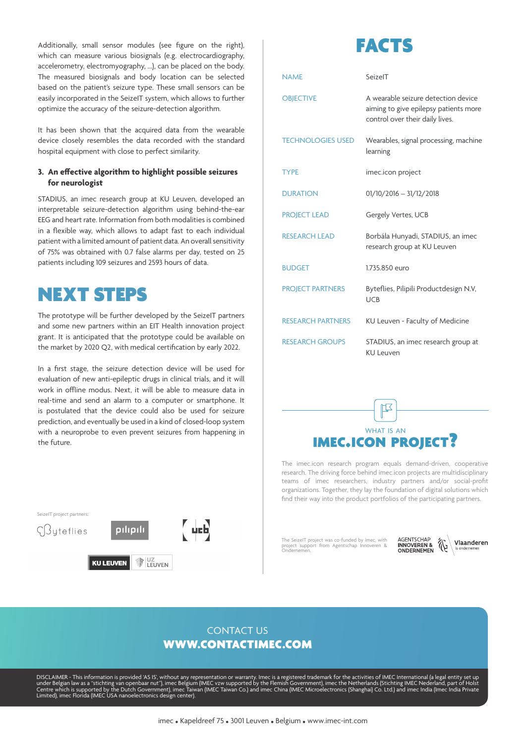Additionally, small sensor modules (see figure on the right), which can measure various biosignals (e.g. electrocardiography, accelerometry, electromyography, ...), can be placed on the body. The measured biosignals and body location can be selected based on the patient's seizure type. These small sensors can be easily incorporated in the SeizeIT system, which allows to further optimize the accuracy of the seizure-detection algorithm.

It has been shown that the acquired data from the wearable device closely resembles the data recorded with the standard hospital equipment with close to perfect similarity.

### 3. An effective algorithm to highlight possible seizures for neurologist

STADIUS, an imec research group at KU Leuven, developed an interpretable seizure-detection algorithm using behind-the-ear EEG and heart rate. Information from both modalities is combined in a flexible way, which allows to adapt fast to each individual patient with a limited amount of patient data. An overall sensitivity of 75% was obtained with 0.7 false alarms per day, tested on 25 patients including 109 seizures and 2593 hours of data.

## NEXT STEPS

The prototype will be further developed by the SeizeIT partners and some new partners within an EIT Health innovation project grant. It is anticipated that the prototype could be available on the market by 2020 Q2, with medical certification by early 2022.

In a first stage, the seizure detection device will be used for evaluation of new anti-epileptic drugs in clinical trials, and it will work in offline modus. Next, it will be able to measure data in real-time and send an alarm to a computer or smartphone. It is postulated that the device could also be used for seizure prediction, and eventually be used in a kind of closed-loop system with a neuroprobe to even prevent seizures from happening in the future.

SeizeIT project partners:

Byteflies pilipili ucb KU LEUVEN UZ LEUVEN

## FACTS

| | |
|---|---|
| NAME | SeizeIT |
| OBJECTIVE | A wearable seizure detection device aiming to give epilepsy patients more control over their daily lives. |
| TECHNOLOGIES USED | Wearables, signal processing, machine learning |
| TYPE | imec.icon project |
| DURATION | 01/10/2016 – 31/12/2018 |
| PROJECT LEAD | Gergely Vertes, UCB |
| RESEARCH LEAD | Borbála Hunyadi, STADIUS, an imec research group at KU Leuven |
| BUDGET | 1.735.850 euro |
| PROJECT PARTNERS | Byteflies, Pilipili Productdesign N.V, UCB |
| RESEARCH PARTNERS | KU Leuven - Faculty of Medicine |
| RESEARCH GROUPS | STADIUS, an imec research group at KU Leuven |

WHAT IS AN

## IMEC.ICON PROJECT?

The imec.icon research program equals demand-driven, cooperative research. The driving force behind imec.icon projects are multidisciplinary teams of imec researchers, industry partners and/or social-profit organizations. Together, they lay the foundation of digital solutions which find their way into the product portfolios of the participating partners.

The SeizeIT project was co-funded by imec, with project support from Agentschap Innoveren & Ondernemen.

AGENTSCHAP INNOVEREN & ONDERNEMEN Vlaanderen is ondernemen

CONTACT US

**WWW.CONTACTIMEC.COM**

DISCLAIMER - This information is provided 'AS IS', without any representation or warranty. Imec is a registered trademark for the activities of IMEC International (a legal entity set up under Belgian law as a "stichting van openbaar nut"), imec Belgium (IMEC vzw supported by the Flemish Government), imec the Netherlands (Stichting IMEC Nederland, part of Holst Centre which is supported by the Dutch Government), imec Taiwan (IMEC Taiwan Co.) and imec China (IMEC Microelectronics (Shanghai) Co. Ltd.) and imec India (Imec India Private Limited), imec Florida (IMEC USA nanoelectronics design center).

imec • Kapeldreef 75 • 3001 Leuven • Belgium • www.imec-int.com